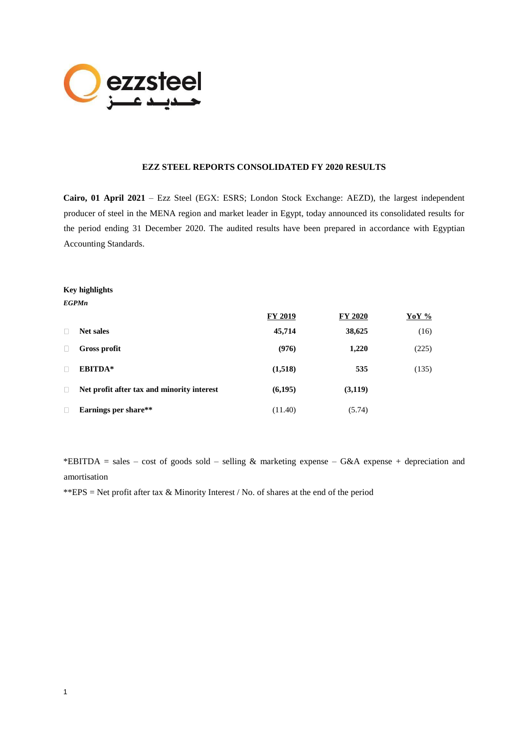# EZZ STEEL REPORTS CONSOLIDATED FY 2020 RESULTS

**Cairo, 01 April 2021** – Ezz Steel (EGX: ESRS; London Stock Exchange: AEZD), the largest independent producer of steel in the MENA region and market leader in Egypt, today announced its consolidated results for the period ending 31 December 2020. The audited results have been prepared in accordance with Egyptian Accounting Standards.

**Key highlights**

***EGPMn***

| | FY 2019 | FY 2020 | YoY % |
|---|---|---|---|
| **Net sales** | **45,714** | **38,625** | (16) |
| **Gross profit** | **(976)** | **1,220** | (225) |
| **EBITDA*** | **(1,518)** | **535** | (135) |
| **Net profit after tax and minority interest** | **(6,195)** | **(3,119)** | |
| **Earnings per share**** | (11.40) | (5.74) | |

*EBITDA = sales – cost of goods sold – selling & marketing expense – G&A expense + depreciation and amortisation

**EPS = Net profit after tax & Minority Interest / No. of shares at the end of the period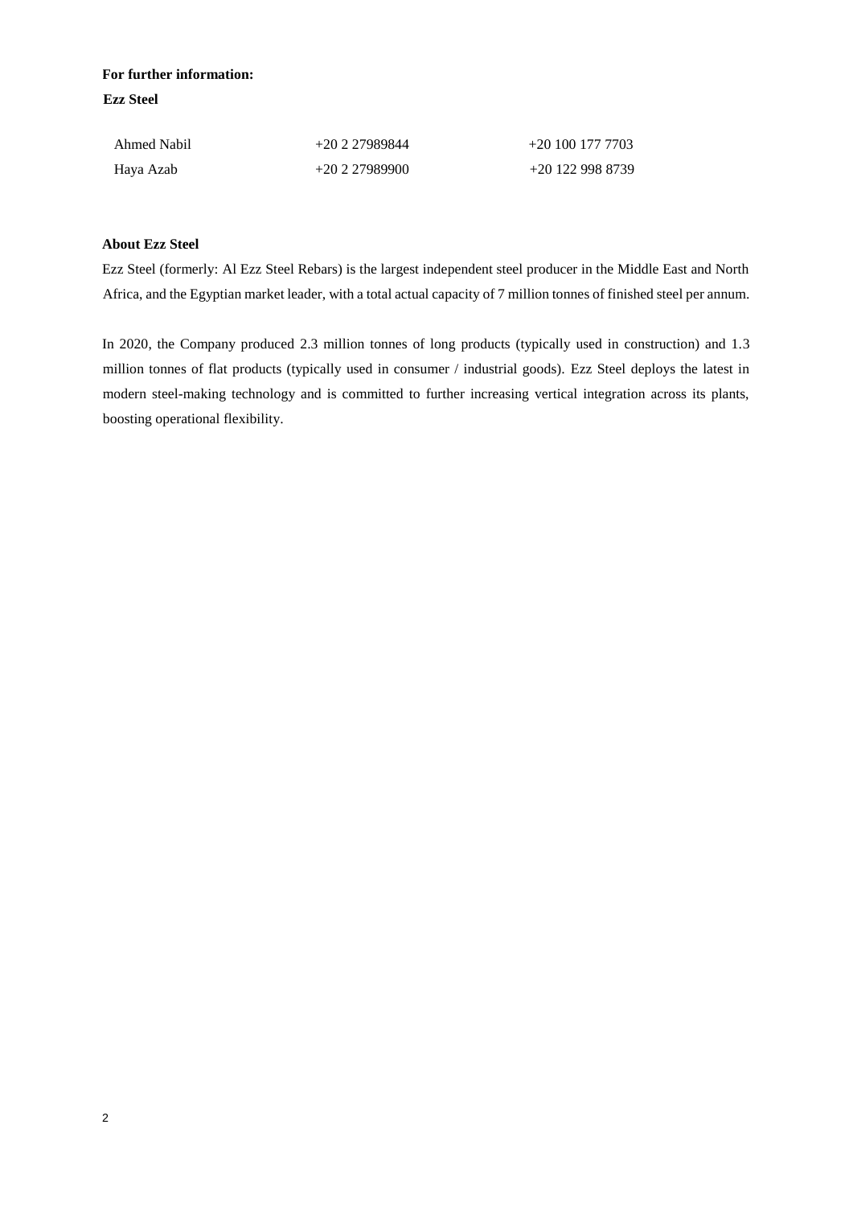**For further information:**

**Ezz Steel**

| | | |
|---|---|---|
| Ahmed Nabil | +20 2 27989844 | +20 100 177 7703 |
| Haya Azab | +20 2 27989900 | +20 122 998 8739 |

**About Ezz Steel**

Ezz Steel (formerly: Al Ezz Steel Rebars) is the largest independent steel producer in the Middle East and North Africa, and the Egyptian market leader, with a total actual capacity of 7 million tonnes of finished steel per annum.

In 2020, the Company produced 2.3 million tonnes of long products (typically used in construction) and 1.3 million tonnes of flat products (typically used in consumer / industrial goods). Ezz Steel deploys the latest in modern steel-making technology and is committed to further increasing vertical integration across its plants, boosting operational flexibility.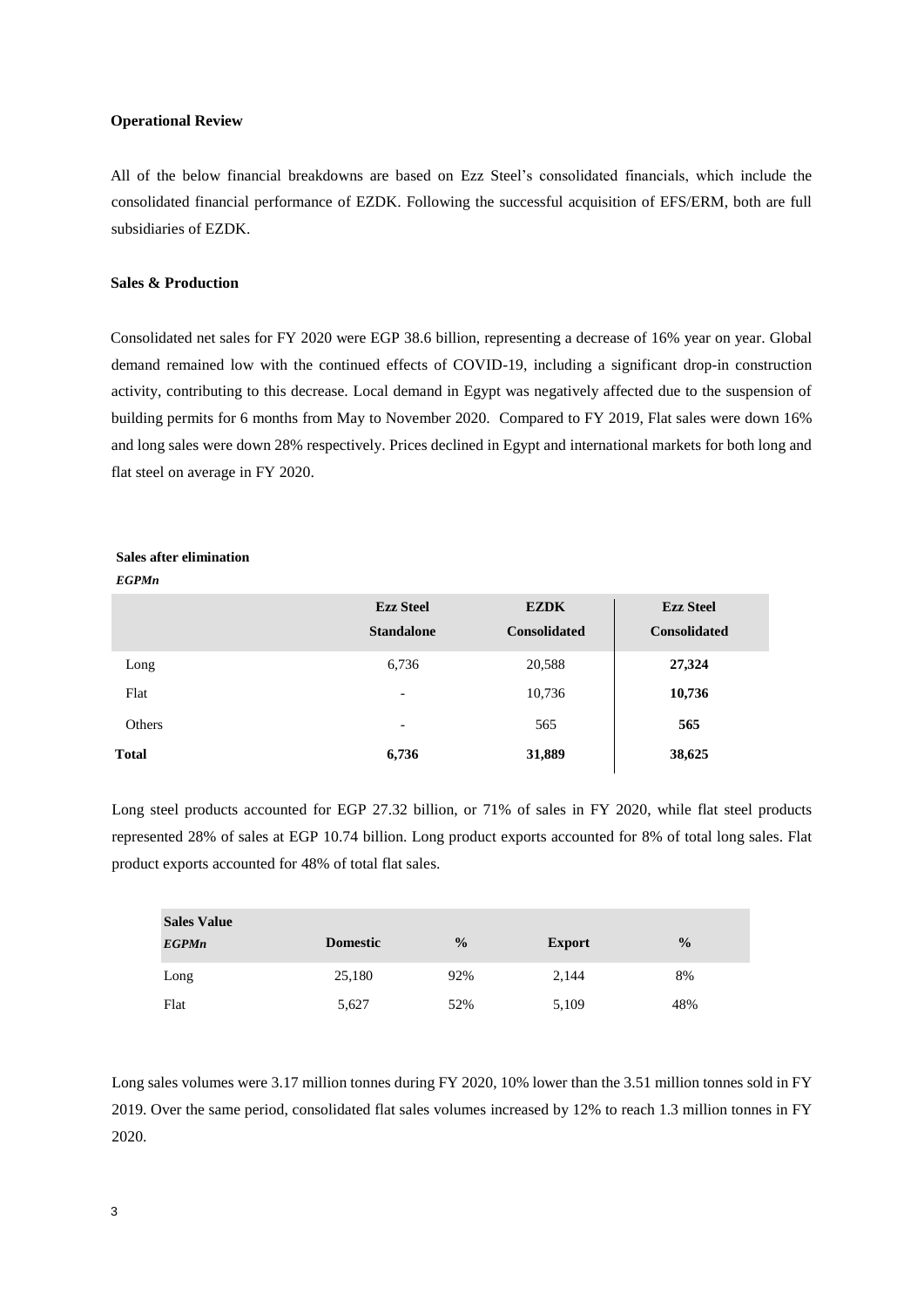**Operational Review**

All of the below financial breakdowns are based on Ezz Steel's consolidated financials, which include the consolidated financial performance of EZDK. Following the successful acquisition of EFS/ERM, both are full subsidiaries of EZDK.

**Sales & Production**

Consolidated net sales for FY 2020 were EGP 38.6 billion, representing a decrease of 16% year on year. Global demand remained low with the continued effects of COVID-19, including a significant drop-in construction activity, contributing to this decrease. Local demand in Egypt was negatively affected due to the suspension of building permits for 6 months from May to November 2020. Compared to FY 2019, Flat sales were down 16% and long sales were down 28% respectively. Prices declined in Egypt and international markets for both long and flat steel on average in FY 2020.

**Sales after elimination**

***EGPMn***

| | Ezz Steel Standalone | EZDK Consolidated | Ezz Steel Consolidated |
|---|---|---|---|
| Long | 6,736 | 20,588 | **27,324** |
| Flat | - | 10,736 | **10,736** |
| Others | - | 565 | **565** |
| **Total** | **6,736** | **31,889** | **38,625** |

Long steel products accounted for EGP 27.32 billion, or 71% of sales in FY 2020, while flat steel products represented 28% of sales at EGP 10.74 billion. Long product exports accounted for 8% of total long sales. Flat product exports accounted for 48% of total flat sales.

| **Sales Value** ***EGPMn*** | Domestic | % | Export | % |
|---|---|---|---|---|
| Long | 25,180 | 92% | 2,144 | 8% |
| Flat | 5,627 | 52% | 5,109 | 48% |

Long sales volumes were 3.17 million tonnes during FY 2020, 10% lower than the 3.51 million tonnes sold in FY 2019. Over the same period, consolidated flat sales volumes increased by 12% to reach 1.3 million tonnes in FY 2020.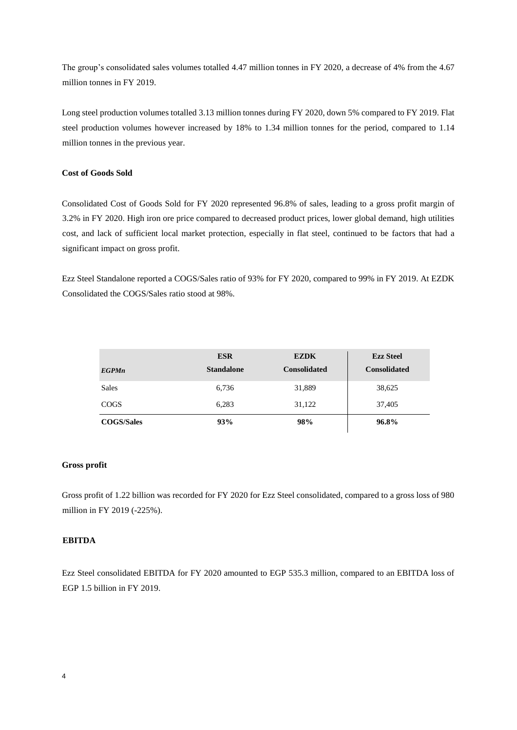The group's consolidated sales volumes totalled 4.47 million tonnes in FY 2020, a decrease of 4% from the 4.67 million tonnes in FY 2019.

Long steel production volumes totalled 3.13 million tonnes during FY 2020, down 5% compared to FY 2019. Flat steel production volumes however increased by 18% to 1.34 million tonnes for the period, compared to 1.14 million tonnes in the previous year.

**Cost of Goods Sold**

Consolidated Cost of Goods Sold for FY 2020 represented 96.8% of sales, leading to a gross profit margin of 3.2% in FY 2020. High iron ore price compared to decreased product prices, lower global demand, high utilities cost, and lack of sufficient local market protection, especially in flat steel, continued to be factors that had a significant impact on gross profit.

Ezz Steel Standalone reported a COGS/Sales ratio of 93% for FY 2020, compared to 99% in FY 2019. At EZDK Consolidated the COGS/Sales ratio stood at 98%.

| *EGPMn* | ESR Standalone | EZDK Consolidated | Ezz Steel Consolidated |
|---|---|---|---|
| Sales | 6,736 | 31,889 | 38,625 |
| COGS | 6,283 | 31,122 | 37,405 |
| **COGS/Sales** | **93%** | **98%** | **96.8%** |

**Gross profit**

Gross profit of 1.22 billion was recorded for FY 2020 for Ezz Steel consolidated, compared to a gross loss of 980 million in FY 2019 (-225%).

**EBITDA**

Ezz Steel consolidated EBITDA for FY 2020 amounted to EGP 535.3 million, compared to an EBITDA loss of EGP 1.5 billion in FY 2019.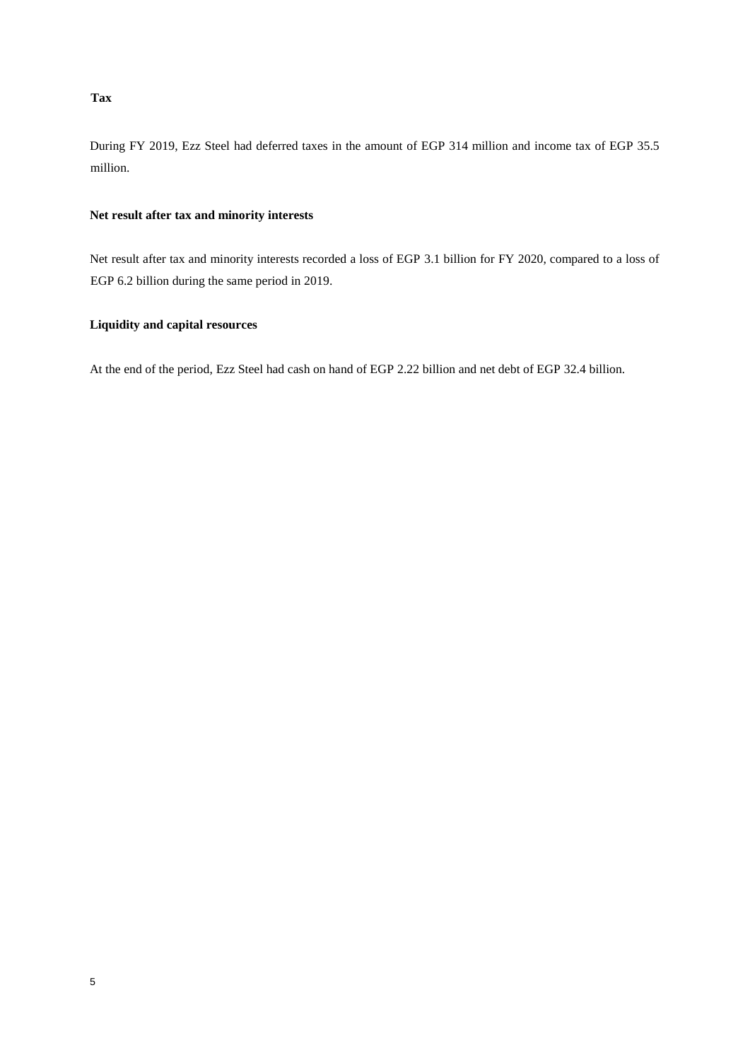**Tax**

During FY 2019, Ezz Steel had deferred taxes in the amount of EGP 314 million and income tax of EGP 35.5 million.

**Net result after tax and minority interests**

Net result after tax and minority interests recorded a loss of EGP 3.1 billion for FY 2020, compared to a loss of EGP 6.2 billion during the same period in 2019.

**Liquidity and capital resources**

At the end of the period, Ezz Steel had cash on hand of EGP 2.22 billion and net debt of EGP 32.4 billion.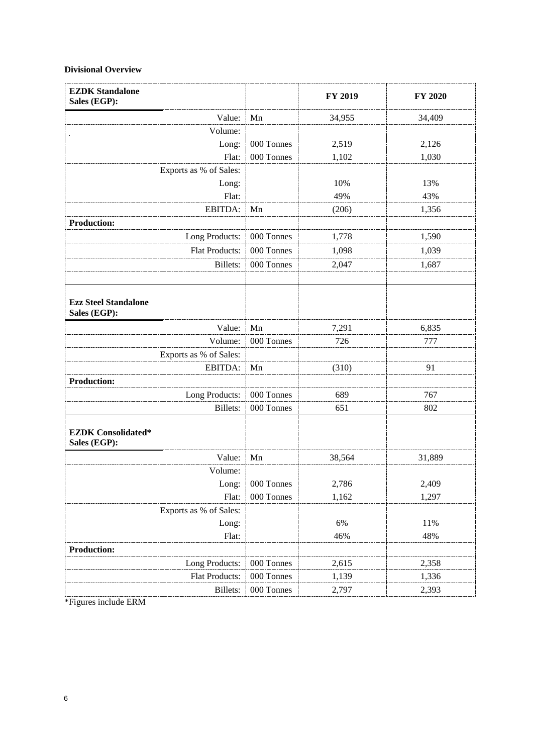**Divisional Overview**

| **EZDK Standalone Sales (EGP):** | | **FY 2019** | **FY 2020** |
|---|---|---|---|
| Value: | Mn | 34,955 | 34,409 |
| Volume: | | | |
| Long: | 000 Tonnes | 2,519 | 2,126 |
| Flat: | 000 Tonnes | 1,102 | 1,030 |
| Exports as % of Sales: | | | |
| Long: | | 10% | 13% |
| Flat: | | 49% | 43% |
| EBITDA: | Mn | (206) | 1,356 |
| **Production:** | | | |
| Long Products: | 000 Tonnes | 1,778 | 1,590 |
| Flat Products: | 000 Tonnes | 1,098 | 1,039 |
| Billets: | 000 Tonnes | 2,047 | 1,687 |
| | | | |
| **Ezz Steel Standalone Sales (EGP):** | | | |
| Value: | Mn | 7,291 | 6,835 |
| Volume: | 000 Tonnes | 726 | 777 |
| Exports as % of Sales: | | | |
| EBITDA: | Mn | (310) | 91 |
| **Production:** | | | |
| Long Products: | 000 Tonnes | 689 | 767 |
| Billets: | 000 Tonnes | 651 | 802 |
| **EZDK Consolidated\* Sales (EGP):** | | | |
| Value: | Mn | 38,564 | 31,889 |
| Volume: | | | |
| Long: | 000 Tonnes | 2,786 | 2,409 |
| Flat: | 000 Tonnes | 1,162 | 1,297 |
| Exports as % of Sales: | | | |
| Long: | | 6% | 11% |
| Flat: | | 46% | 48% |
| **Production:** | | | |
| Long Products: | 000 Tonnes | 2,615 | 2,358 |
| Flat Products: | 000 Tonnes | 1,139 | 1,336 |
| Billets: | 000 Tonnes | 2,797 | 2,393 |

*Figures include ERM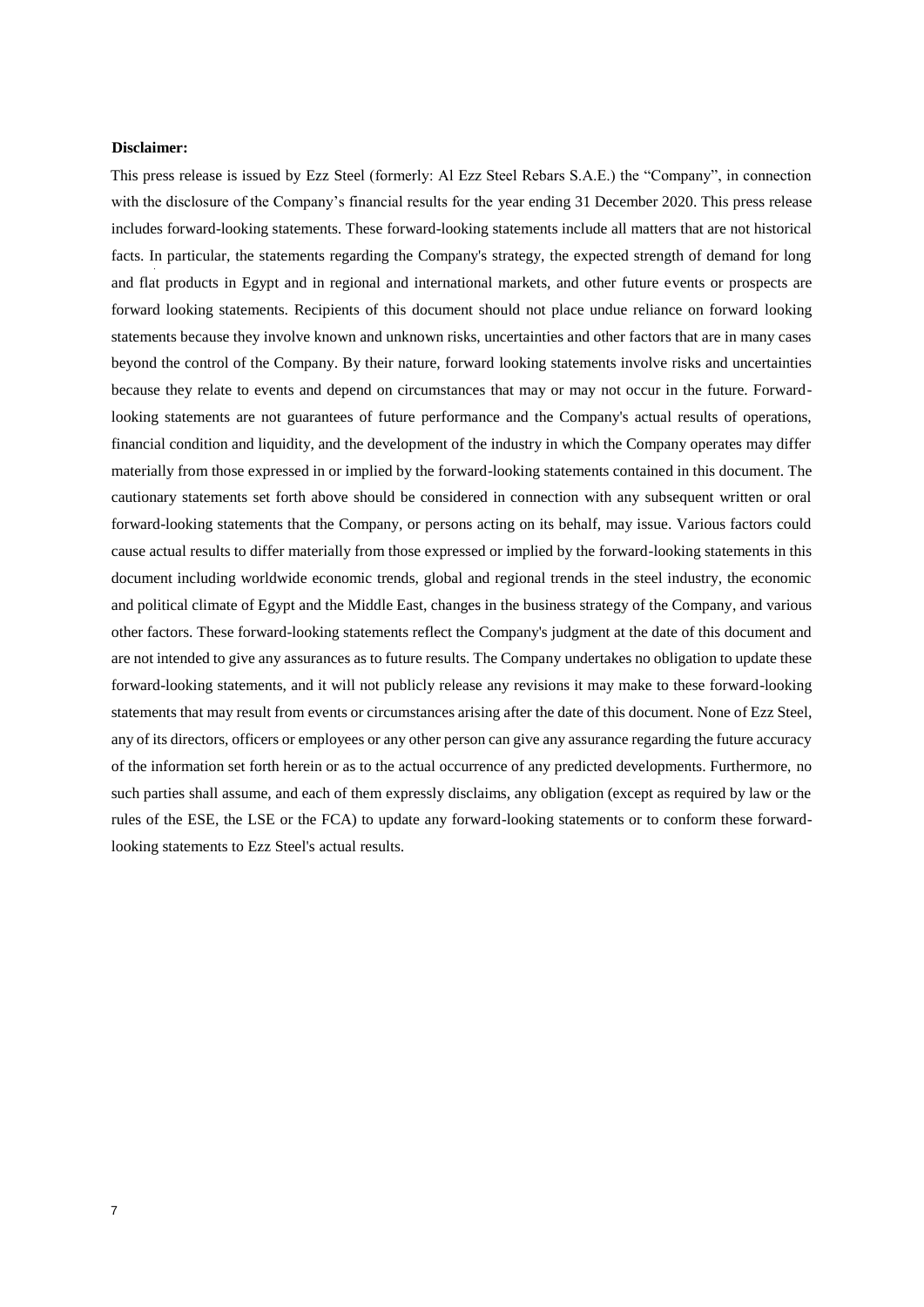**Disclaimer:**

This press release is issued by Ezz Steel (formerly: Al Ezz Steel Rebars S.A.E.) the "Company", in connection with the disclosure of the Company's financial results for the year ending 31 December 2020. This press release includes forward-looking statements. These forward-looking statements include all matters that are not historical facts. In particular, the statements regarding the Company's strategy, the expected strength of demand for long and flat products in Egypt and in regional and international markets, and other future events or prospects are forward looking statements. Recipients of this document should not place undue reliance on forward looking statements because they involve known and unknown risks, uncertainties and other factors that are in many cases beyond the control of the Company. By their nature, forward looking statements involve risks and uncertainties because they relate to events and depend on circumstances that may or may not occur in the future. Forward-looking statements are not guarantees of future performance and the Company's actual results of operations, financial condition and liquidity, and the development of the industry in which the Company operates may differ materially from those expressed in or implied by the forward-looking statements contained in this document. The cautionary statements set forth above should be considered in connection with any subsequent written or oral forward-looking statements that the Company, or persons acting on its behalf, may issue. Various factors could cause actual results to differ materially from those expressed or implied by the forward-looking statements in this document including worldwide economic trends, global and regional trends in the steel industry, the economic and political climate of Egypt and the Middle East, changes in the business strategy of the Company, and various other factors. These forward-looking statements reflect the Company's judgment at the date of this document and are not intended to give any assurances as to future results. The Company undertakes no obligation to update these forward-looking statements, and it will not publicly release any revisions it may make to these forward-looking statements that may result from events or circumstances arising after the date of this document. None of Ezz Steel, any of its directors, officers or employees or any other person can give any assurance regarding the future accuracy of the information set forth herein or as to the actual occurrence of any predicted developments. Furthermore, no such parties shall assume, and each of them expressly disclaims, any obligation (except as required by law or the rules of the ESE, the LSE or the FCA) to update any forward-looking statements or to conform these forward-looking statements to Ezz Steel's actual results.